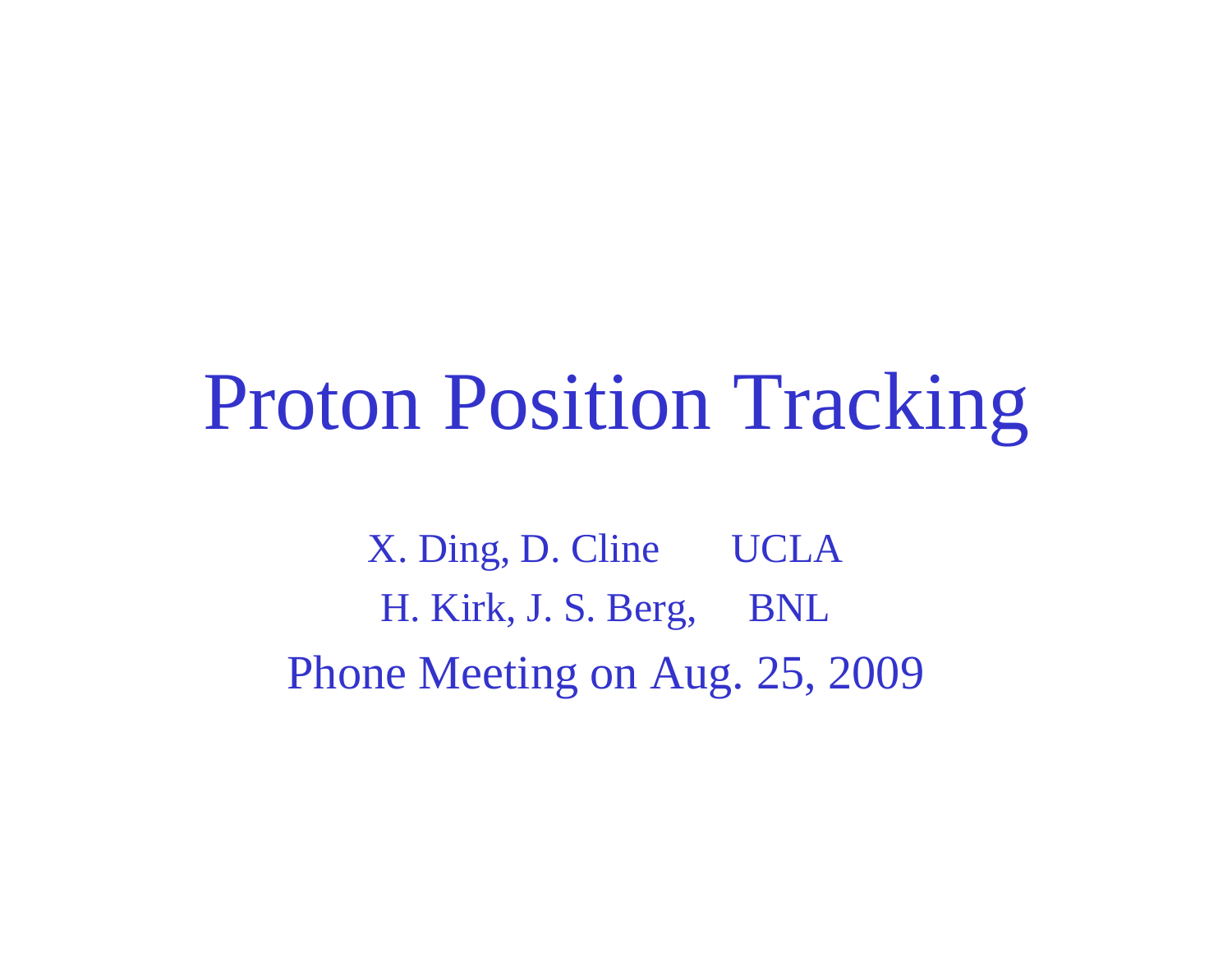# Proton Position Tracking

X. Ding, D. Cline UCLA

H. Kirk, J. S. Berg, BNL

Phone Meeting on Aug. 25, 2009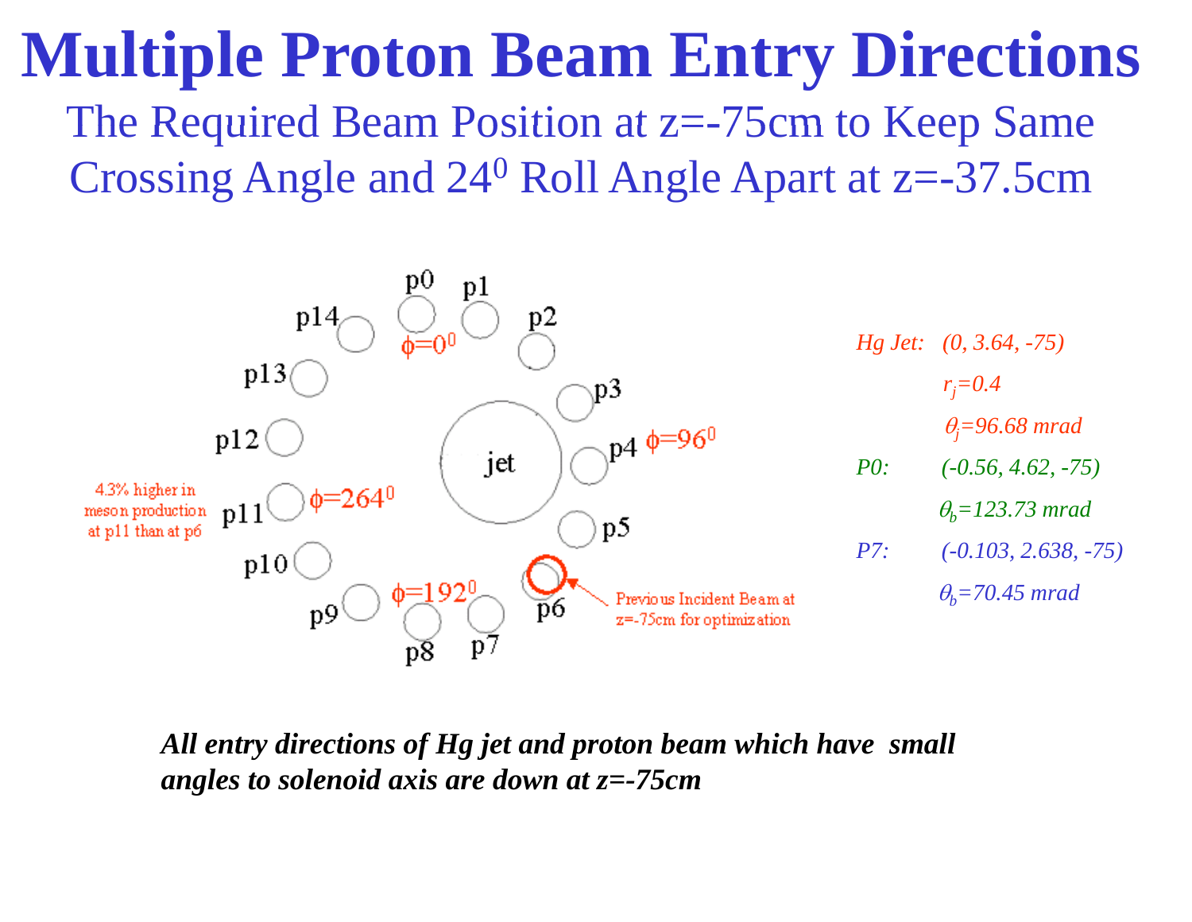# Multiple Proton Beam Entry Directions

## The Required Beam Position at z=-75cm to Keep Same Crossing Angle and $24^0$ Roll Angle Apart at z=-37.5cm

p0 p1 p2 p3 p4 p5 p6 p7 p8 p9 p10 p11 p12 p13 p14

jet

$\phi=0^0$

$\phi=96^0$

$\phi=192^0$

$\phi=264^0$

4.3% higher in meson production at p11 than at p6

Previous Incident Beam at z=-75cm for optimization

*Hg Jet:* *(0, 3.64, -75)*

*$r_j$=0.4*

*$\theta_j$=96.68 mrad*

*P0:* *(-0.56, 4.62, -75)*

*$\theta_b$=123.73 mrad*

*P7:* *(-0.103, 2.638, -75)*

*$\theta_b$=70.45 mrad*

***All entry directions of Hg jet and proton beam which have small angles to solenoid axis are down at z=-75cm***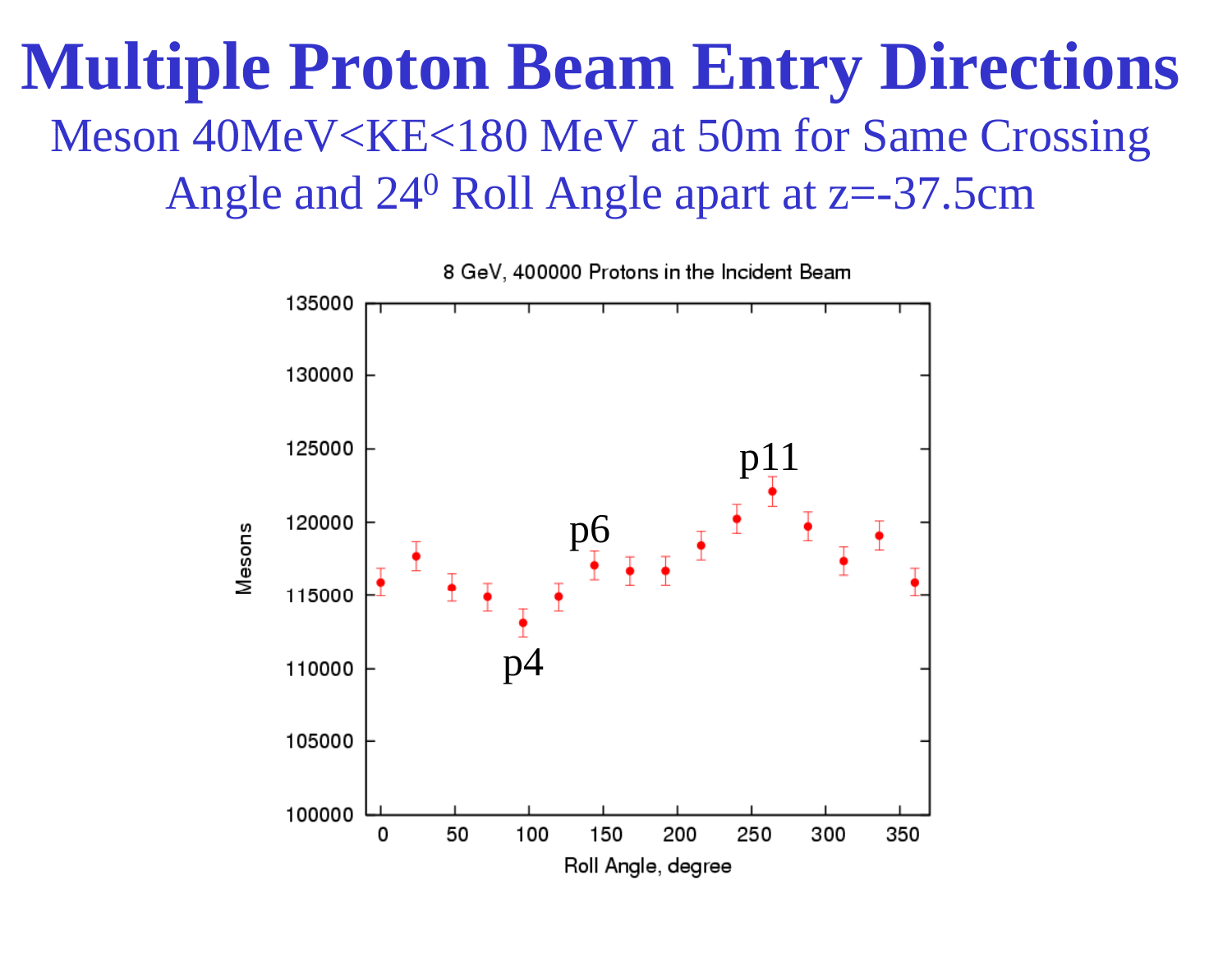# Multiple Proton Beam Entry Directions

Meson 40MeV<KE<180 MeV at 50m for Same Crossing Angle and $24^0$ Roll Angle apart at z=-37.5cm

8 GeV, 400000 Protons in the Incident Beam

Mesons

Roll Angle, degree

p4

p6

p11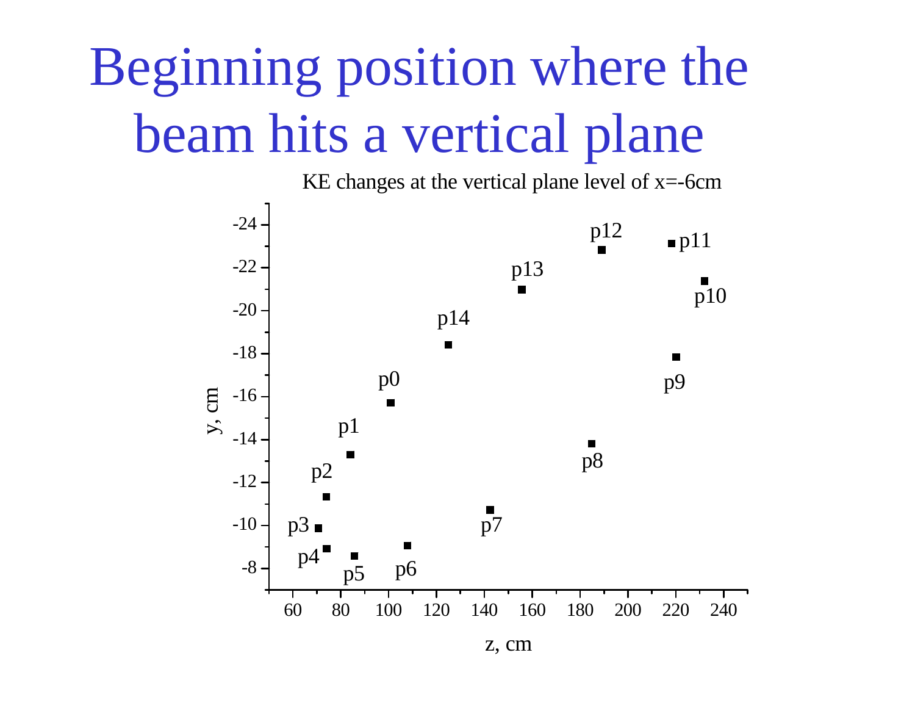# Beginning position where the beam hits a vertical plane

KE changes at the vertical plane level of x=-6cm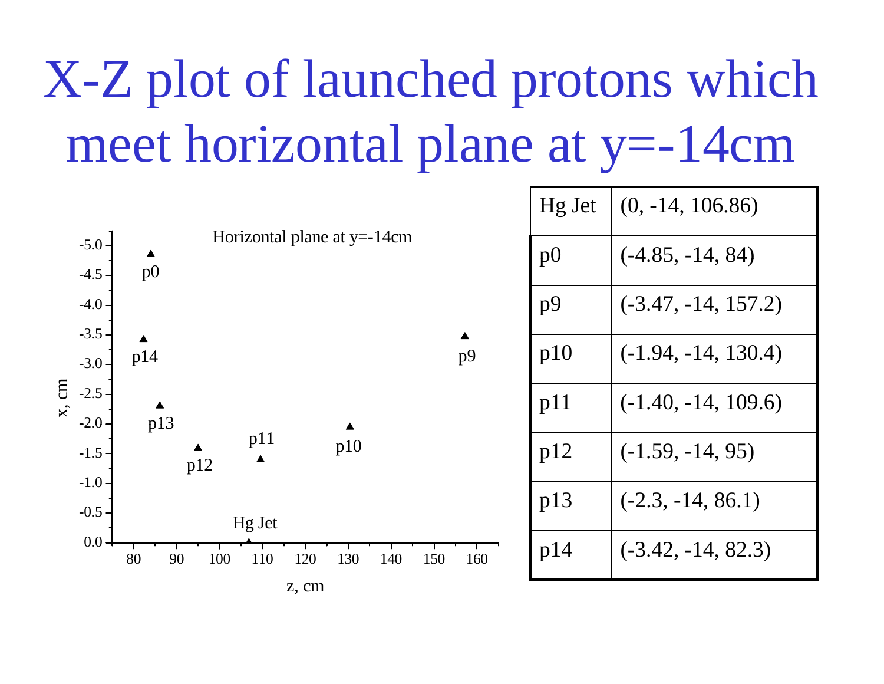# X-Z plot of launched protons which meet horizontal plane at y=-14cm

Horizontal plane at y=-14cm

| Hg Jet | (0, -14, 106.86) |
|---|---|
| p0 | (-4.85, -14, 84) |
| p9 | (-3.47, -14, 157.2) |
| p10 | (-1.94, -14, 130.4) |
| p11 | (-1.40, -14, 109.6) |
| p12 | (-1.59, -14, 95) |
| p13 | (-2.3, -14, 86.1) |
| p14 | (-3.42, -14, 82.3) |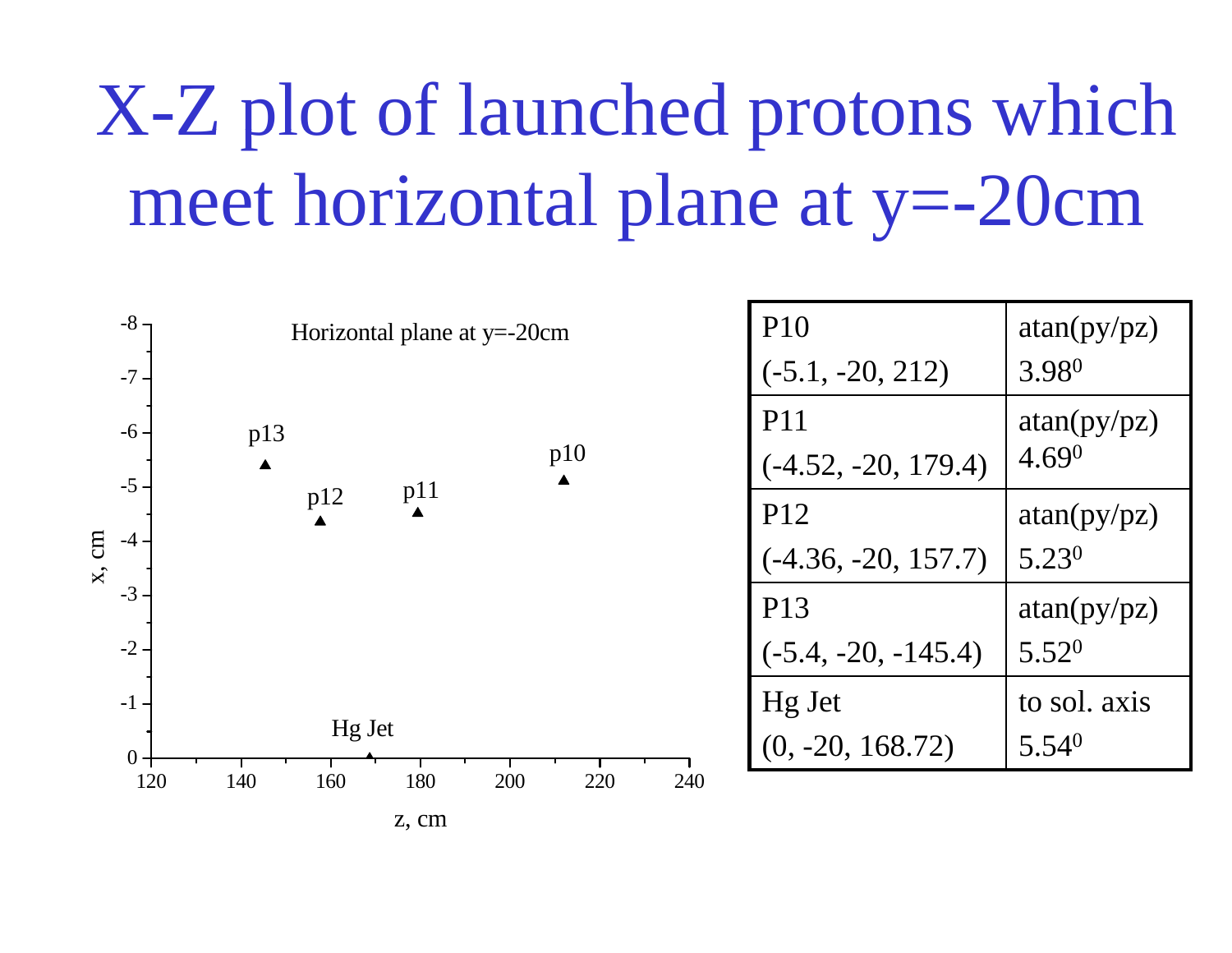# X-Z plot of launched protons which meet horizontal plane at y=-20cm

Horizontal plane at y=-20cm

x, cm

-8
-7
-6
-5
-4
-3
-2
-1
0

z, cm

120 140 160 180 200 220 240

p13
p12
p11
p10
Hg Jet

| | |
|---|---|
| P10<br>(-5.1, -20, 212) | atan(py/pz)<br>$3.98^0$ |
| P11<br>(-4.52, -20, 179.4) | atan(py/pz)<br>$4.69^0$ |
| P12<br>(-4.36, -20, 157.7) | atan(py/pz)<br>$5.23^0$ |
| P13<br>(-5.4, -20, -145.4) | atan(py/pz)<br>$5.52^0$ |
| Hg Jet<br>(0, -20, 168.72) | to sol. axis<br>$5.54^0$ |